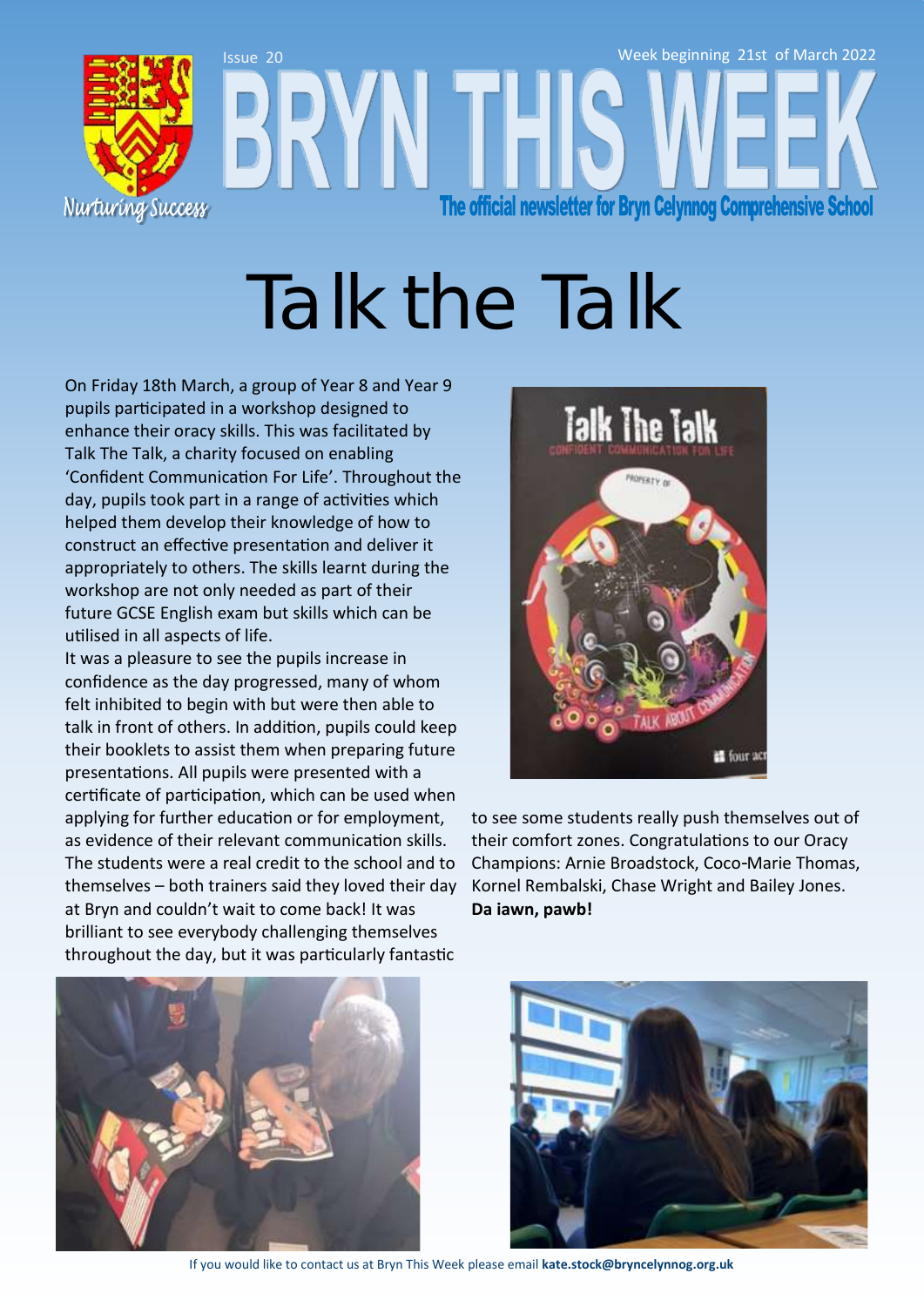Issue 20

Week beginning 21st of March 2022

# BRYN THIS WEEK

The official newsletter for Bryn Celynnog Comprehensive School

Nurturing Success

## Talk the Talk

On Friday 18th March, a group of Year 8 and Year 9 pupils participated in a workshop designed to enhance their oracy skills. This was facilitated by Talk The Talk, a charity focused on enabling 'Confident Communication For Life'. Throughout the day, pupils took part in a range of activities which helped them develop their knowledge of how to construct an effective presentation and deliver it appropriately to others. The skills learnt during the workshop are not only needed as part of their future GCSE English exam but skills which can be utilised in all aspects of life.

It was a pleasure to see the pupils increase in confidence as the day progressed, many of whom felt inhibited to begin with but were then able to talk in front of others. In addition, pupils could keep their booklets to assist them when preparing future presentations. All pupils were presented with a certificate of participation, which can be used when applying for further education or for employment, as evidence of their relevant communication skills. The students were a real credit to the school and to themselves – both trainers said they loved their day at Bryn and couldn't wait to come back! It was brilliant to see everybody challenging themselves throughout the day, but it was particularly fantastic to see some students really push themselves out of their comfort zones. Congratulations to our Oracy Champions: Arnie Broadstock, Coco-Marie Thomas, Kornel Rembalski, Chase Wright and Bailey Jones. **Da iawn, pawb!**

If you would like to contact us at Bryn This Week please email **kate.stock@bryncelynnog.org.uk**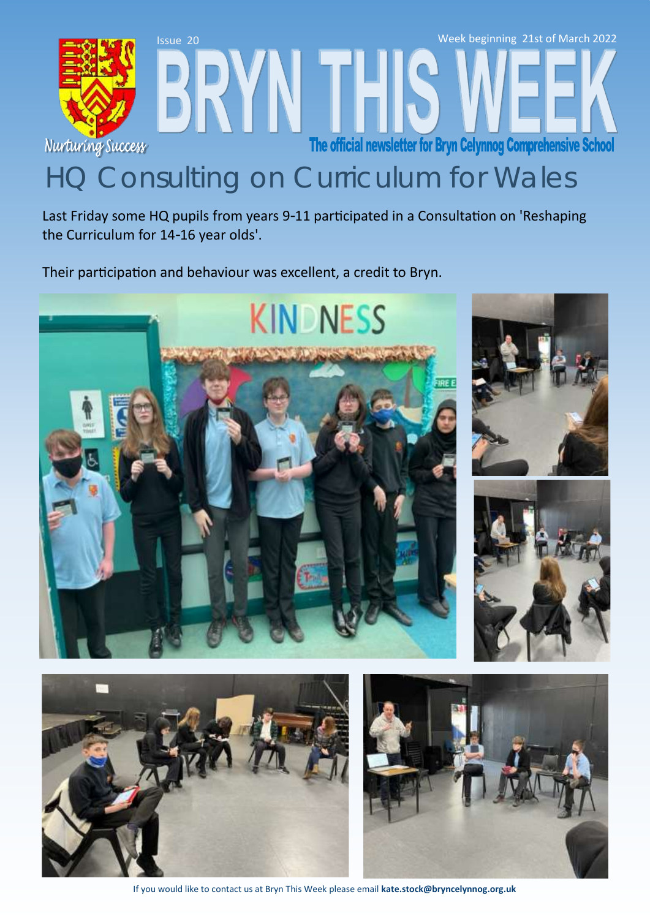Issue 20

Week beginning 21st of March 2022

# BRYN THIS WEEK

Nurturing Success

The official newsletter for Bryn Celynnog Comprehensive School

## HQ Consulting on Curriculum for Wales

Last Friday some HQ pupils from years 9-11 participated in a Consultation on 'Reshaping the Curriculum for 14-16 year olds'.

Their participation and behaviour was excellent, a credit to Bryn.

If you would like to contact us at Bryn This Week please email **kate.stock@bryncelynnog.org.uk**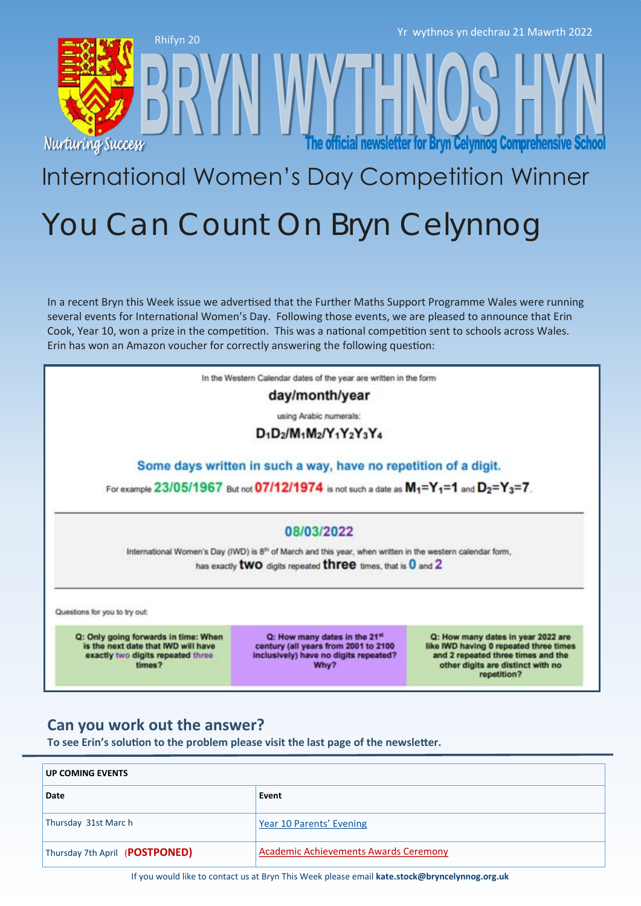Rhifyn 20

Yr wythnos yn dechrau 21 Mawrth 2022

# BRYN WYTHNOS HYN

Nurturing Success

The official newsletter for Bryn Celynnog Comprehensive School

## International Women's Day Competition Winner

# You Can Count On Bryn Celynnog

In a recent Bryn this Week issue we advertised that the Further Maths Support Programme Wales were running several events for International Women's Day. Following those events, we are pleased to announce that Erin Cook, Year 10, won a prize in the competition. This was a national competition sent to schools across Wales. Erin has won an Amazon voucher for correctly answering the following question:

In the Western Calendar dates of the year are written in the form

**day/month/year**

using Arabic numerals:

$D_1D_2/M_1M_2/Y_1Y_2Y_3Y_4$

**Some days written in such a way, have no repetition of a digit.**

For example **23/05/1967** But not **07/12/1974** is not such a date as $M_1=Y_1=1$ and $D_2=Y_3=7$.

**08/03/2022**

International Women's Day (IWD) is 8th of March and this year, when written in the western calendar form, has exactly **two** digits repeated **three** times, that is **0** and **2**

Questions for you to try out:

| Q: Only going forwards in time: When is the next date that IWD will have exactly two digits repeated three times? | Q: How many dates in the 21st century (all years from 2001 to 2100 inclusively) have no digits repeated? Why? | Q: How many dates in year 2022 are like IWD having 0 repeated three times and 2 repeated three times and the other digits are distinct with no repetition? |
|---|---|---|

## Can you work out the answer?

**To see Erin's solution to the problem please visit the last page of the newsletter.**

| UP COMING EVENTS | |
|---|---|
| **Date** | **Event** |
| Thursday 31st Marc h | Year 10 Parents' Evening |
| Thursday 7th April **(POSTPONED)** | Academic Achievements Awards Ceremony |

If you would like to contact us at Bryn This Week please email **kate.stock@bryncelynnog.org.uk**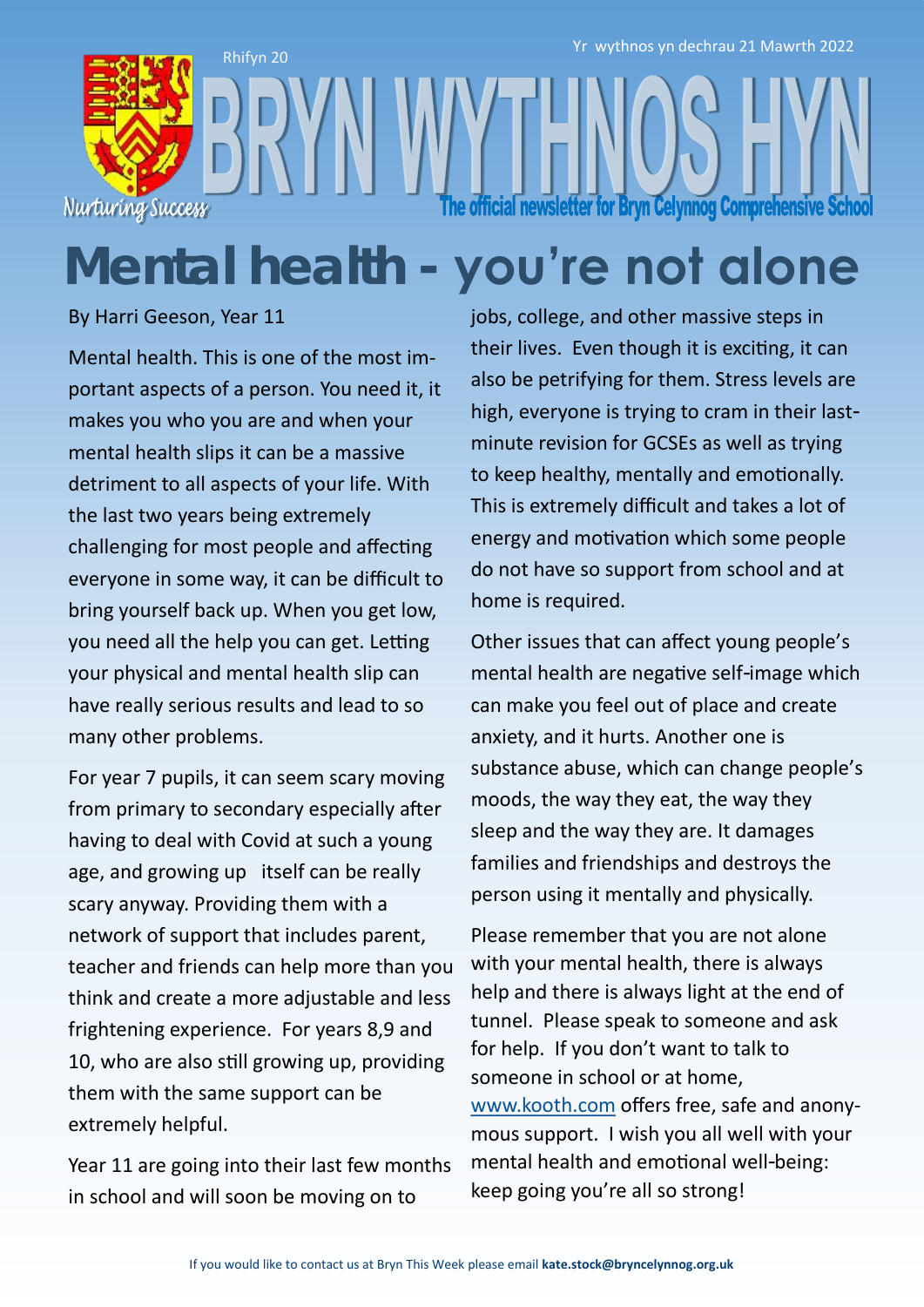# Mental health - you're not alone

By Harri Geeson, Year 11

Mental health. This is one of the most important aspects of a person. You need it, it makes you who you are and when your mental health slips it can be a massive detriment to all aspects of your life. With the last two years being extremely challenging for most people and affecting everyone in some way, it can be difficult to bring yourself back up. When you get low, you need all the help you can get. Letting your physical and mental health slip can have really serious results and lead to so many other problems.

For year 7 pupils, it can seem scary moving from primary to secondary especially after having to deal with Covid at such a young age, and growing up itself can be really scary anyway. Providing them with a network of support that includes parent, teacher and friends can help more than you think and create a more adjustable and less frightening experience. For years 8,9 and 10, who are also still growing up, providing them with the same support can be extremely helpful.

Year 11 are going into their last few months in school and will soon be moving on to jobs, college, and other massive steps in their lives. Even though it is exciting, it can also be petrifying for them. Stress levels are high, everyone is trying to cram in their last-minute revision for GCSEs as well as trying to keep healthy, mentally and emotionally. This is extremely difficult and takes a lot of energy and motivation which some people do not have so support from school and at home is required.

Other issues that can affect young people's mental health are negative self-image which can make you feel out of place and create anxiety, and it hurts. Another one is substance abuse, which can change people's moods, the way they eat, the way they sleep and the way they are. It damages families and friendships and destroys the person using it mentally and physically.

Please remember that you are not alone with your mental health, there is always help and there is always light at the end of tunnel. Please speak to someone and ask for help. If you don't want to talk to someone in school or at home, www.kooth.com offers free, safe and anonymous support. I wish you all well with your mental health and emotional well-being: keep going you're all so strong!

If you would like to contact us at Bryn This Week please email **kate.stock@bryncelynnog.org.uk**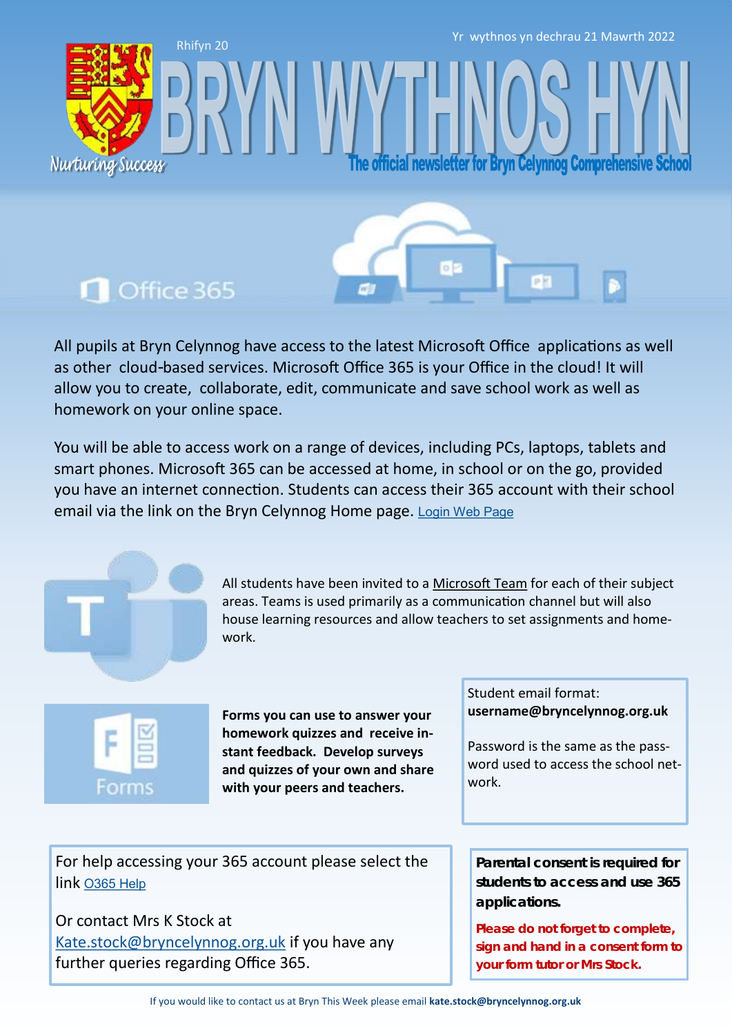# Office 365

All pupils at Bryn Celynnog have access to the latest Microsoft Office applications as well as other cloud-based services. Microsoft Office 365 is your Office in the cloud! It will allow you to create, collaborate, edit, communicate and save school work as well as homework on your online space.

You will be able to access work on a range of devices, including PCs, laptops, tablets and smart phones. Microsoft 365 can be accessed at home, in school or on the go, provided you have an internet connection. Students can access their 365 account with their school email via the link on the Bryn Celynnog Home page. Login Web Page

All students have been invited to a Microsoft Team for each of their subject areas. Teams is used primarily as a communication channel but will also house learning resources and allow teachers to set assignments and homework.

**Forms you can use to answer your homework quizzes and receive instant feedback. Develop surveys and quizzes of your own and share with your peers and teachers.**

Student email format:
**username@bryncelynnog.org.uk**

Password is the same as the password used to access the school network.

For help accessing your 365 account please select the link O365 Help

Or contact Mrs K Stock at Kate.stock@bryncelynnog.org.uk if you have any further queries regarding Office 365.

***Parental consent is required for students to access and use 365 applications.***

***Please do not forget to complete, sign and hand in a consent form to your form tutor or Mrs Stock.***

If you would like to contact us at Bryn This Week please email **kate.stock@bryncelynnog.org.uk**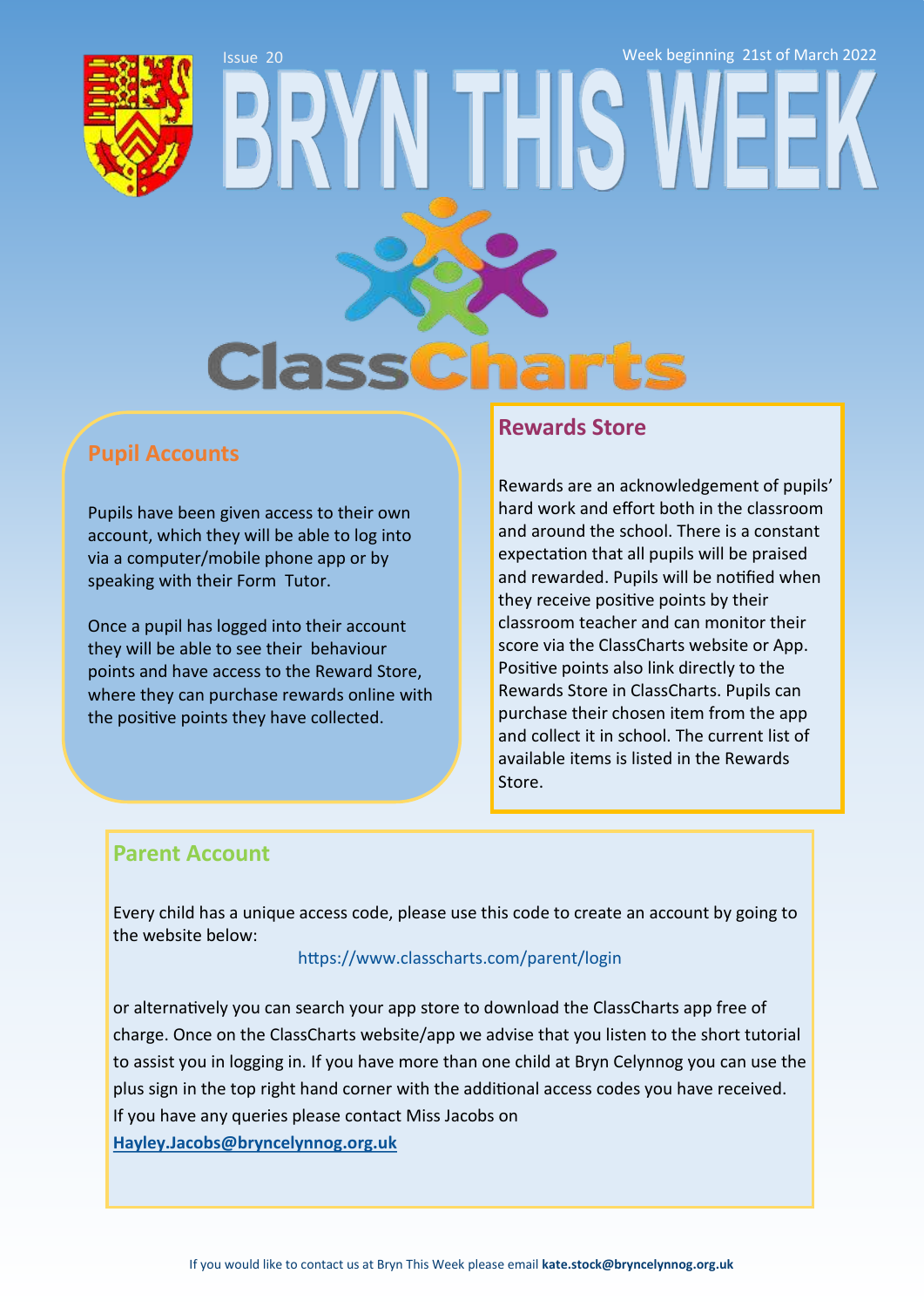Issue 20

Week beginning 21st of March 2022

# BRYN THIS WEEK

ClassCharts

## Pupil Accounts

Pupils have been given access to their own account, which they will be able to log into via a computer/mobile phone app or by speaking with their Form Tutor.

Once a pupil has logged into their account they will be able to see their behaviour points and have access to the Reward Store, where they can purchase rewards online with the positive points they have collected.

## Rewards Store

Rewards are an acknowledgement of pupils' hard work and effort both in the classroom and around the school. There is a constant expectation that all pupils will be praised and rewarded. Pupils will be notified when they receive positive points by their classroom teacher and can monitor their score via the ClassCharts website or App. Positive points also link directly to the Rewards Store in ClassCharts. Pupils can purchase their chosen item from the app and collect it in school. The current list of available items is listed in the Rewards Store.

## Parent Account

Every child has a unique access code, please use this code to create an account by going to the website below:

https://www.classcharts.com/parent/login

or alternatively you can search your app store to download the ClassCharts app free of charge. Once on the ClassCharts website/app we advise that you listen to the short tutorial to assist you in logging in. If you have more than one child at Bryn Celynnog you can use the plus sign in the top right hand corner with the additional access codes you have received. If you have any queries please contact Miss Jacobs on

**Hayley.Jacobs@bryncelynnog.org.uk**

If you would like to contact us at Bryn This Week please email **kate.stock@bryncelynnog.org.uk**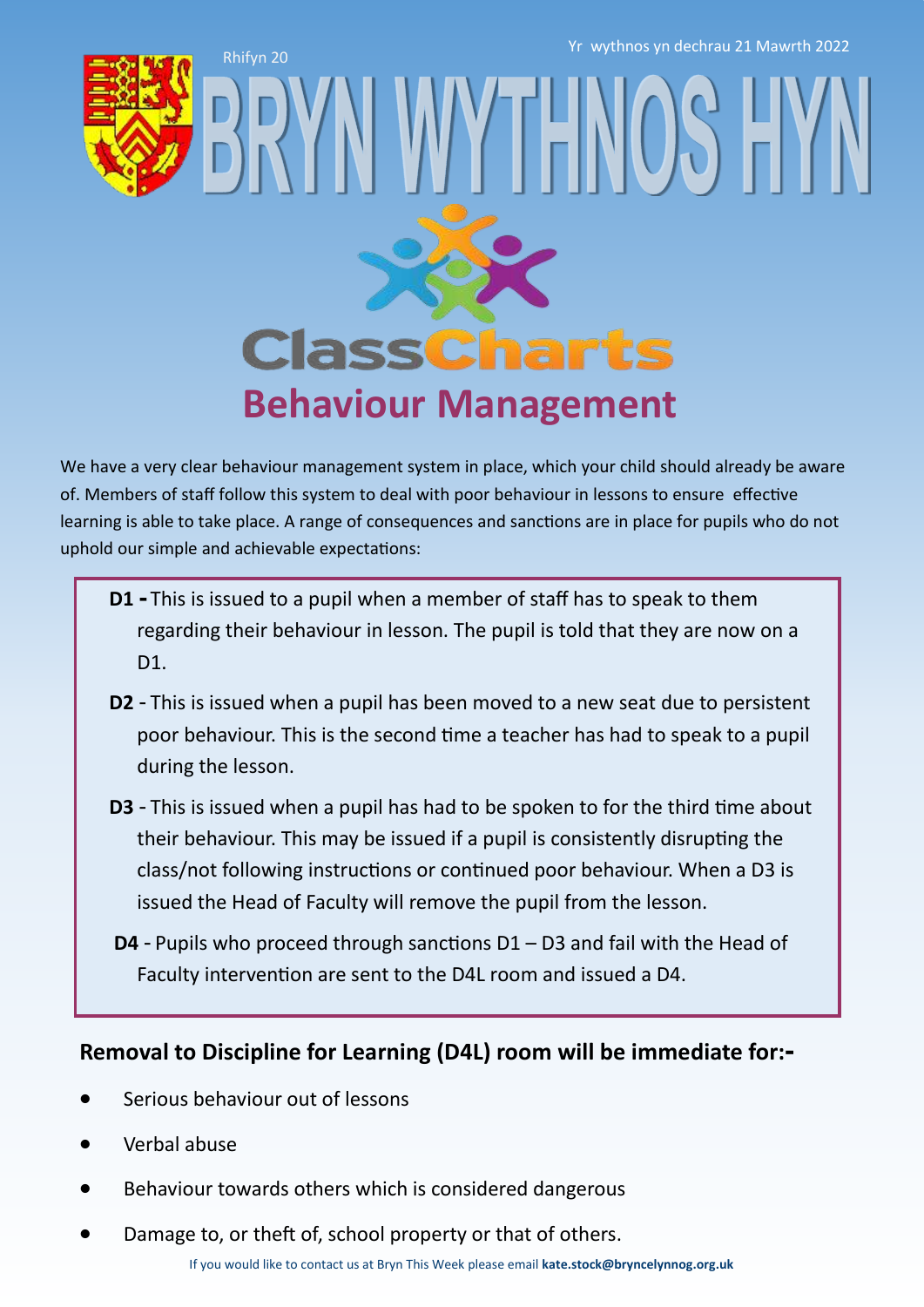# ClassCharts Behaviour Management

We have a very clear behaviour management system in place, which your child should already be aware of. Members of staff follow this system to deal with poor behaviour in lessons to ensure effective learning is able to take place. A range of consequences and sanctions are in place for pupils who do not uphold our simple and achievable expectations:

**D1 -** This is issued to a pupil when a member of staff has to speak to them regarding their behaviour in lesson. The pupil is told that they are now on a D1.

**D2** - This is issued when a pupil has been moved to a new seat due to persistent poor behaviour. This is the second time a teacher has had to speak to a pupil during the lesson.

**D3** - This is issued when a pupil has had to be spoken to for the third time about their behaviour. This may be issued if a pupil is consistently disrupting the class/not following instructions or continued poor behaviour. When a D3 is issued the Head of Faculty will remove the pupil from the lesson.

**D4** - Pupils who proceed through sanctions D1 – D3 and fail with the Head of Faculty intervention are sent to the D4L room and issued a D4.

## Removal to Discipline for Learning (D4L) room will be immediate for:-

- Serious behaviour out of lessons
- Verbal abuse
- Behaviour towards others which is considered dangerous
- Damage to, or theft of, school property or that of others.

If you would like to contact us at Bryn This Week please email **kate.stock@bryncelynnog.org.uk**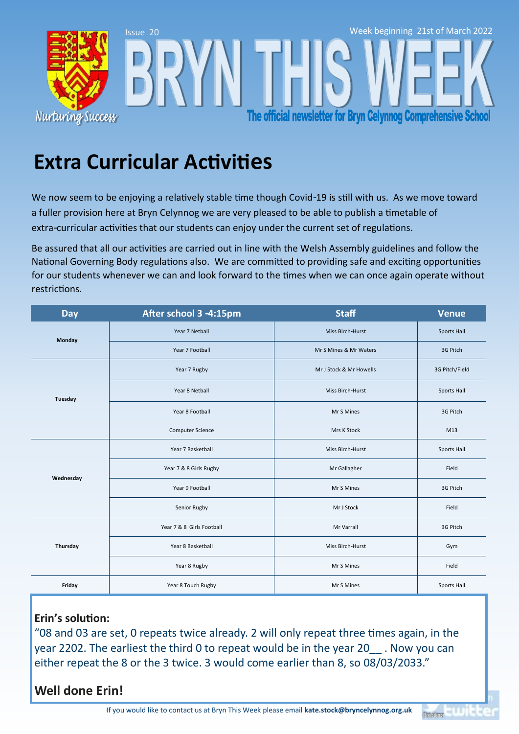# Extra Curricular Activities

We now seem to be enjoying a relatively stable time though Covid-19 is still with us. As we move toward a fuller provision here at Bryn Celynnog we are very pleased to be able to publish a timetable of extra-curricular activities that our students can enjoy under the current set of regulations.

Be assured that all our activities are carried out in line with the Welsh Assembly guidelines and follow the National Governing Body regulations also. We are committed to providing safe and exciting opportunities for our students whenever we can and look forward to the times when we can once again operate without restrictions.

| Day | After school 3 -4:15pm | Staff | Venue |
|---|---|---|---|
| Monday | Year 7 Netball | Miss Birch-Hurst | Sports Hall |
| | Year 7 Football | Mr S Mines & Mr Waters | 3G Pitch |
| Tuesday | Year 7 Rugby | Mr J Stock & Mr Howells | 3G Pitch/Field |
| | Year 8 Netball | Miss Birch-Hurst | Sports Hall |
| | Year 8 Football | Mr S Mines | 3G Pitch |
| | Computer Science | Mrs K Stock | M13 |
| Wednesday | Year 7 Basketball | Miss Birch-Hurst | Sports Hall |
| | Year 7 & 8 Girls Rugby | Mr Gallagher | Field |
| | Year 9 Football | Mr S Mines | 3G Pitch |
| | Senior Rugby | Mr J Stock | Field |
| Thursday | Year 7 & 8 Girls Football | Mr Varrall | 3G Pitch |
| | Year 8 Basketball | Miss Birch-Hurst | Gym |
| | Year 8 Rugby | Mr S Mines | Field |
| Friday | Year 8 Touch Rugby | Mr S Mines | Sports Hall |

**Erin's solution:**

"08 and 03 are set, 0 repeats twice already. 2 will only repeat three times again, in the year 2202. The earliest the third 0 to repeat would be in the year 20__ . Now you can either repeat the 8 or the 3 twice. 3 would come earlier than 8, so 08/03/2033."

**Well done Erin!**

If you would like to contact us at Bryn This Week please email **kate.stock@bryncelynnog.org.uk**